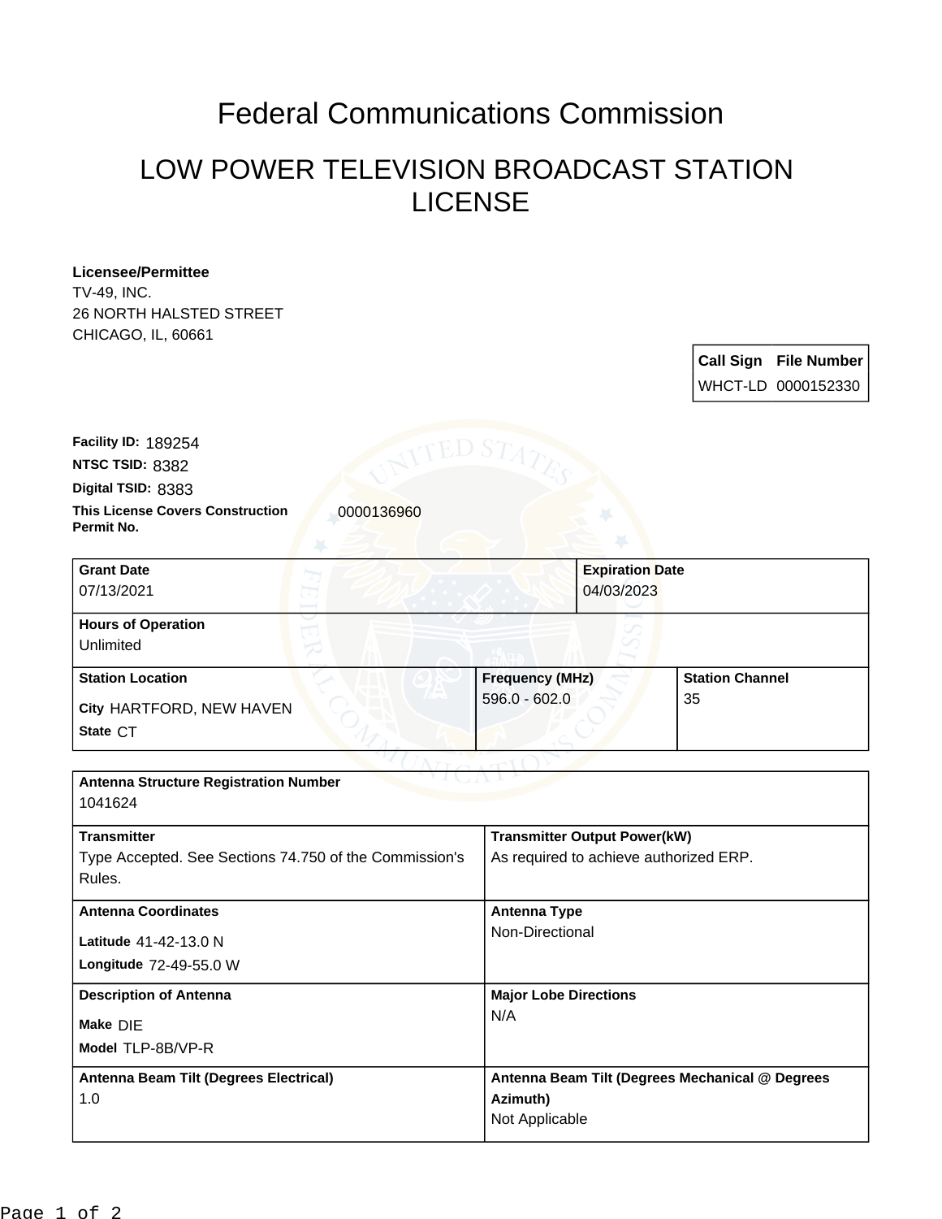# Federal Communications Commission

## LOW POWER TELEVISION BROADCAST STATION LICENSE

**Licensee/Permittee**
TV-49, INC.
26 NORTH HALSTED STREET
CHICAGO, IL, 60661

| Call Sign | File Number |
|---|---|
| WHCT-LD | 0000152330 |

**Facility ID:** 189254
**NTSC TSID:** 8382
**Digital TSID:** 8383
**This License Covers Construction Permit No.** 0000136960

| Grant Date | Expiration Date |
|---|---|
| 07/13/2021 | 04/03/2023 |

| Hours of Operation |
|---|
| Unlimited |

| Station Location | Frequency (MHz) | Station Channel |
|---|---|---|
| City HARTFORD, NEW HAVEN<br>State CT | 596.0 - 602.0 | 35 |

| Antenna Structure Registration Number | |
|---|---|
| 1041624 | |
| **Transmitter** | **Transmitter Output Power(kW)** |
| Type Accepted. See Sections 74.750 of the Commission's Rules. | As required to achieve authorized ERP. |
| **Antenna Coordinates** | **Antenna Type** |
| Latitude 41-42-13.0 N<br>Longitude 72-49-55.0 W | Non-Directional |
| **Description of Antenna** | **Major Lobe Directions** |
| Make DIE<br>Model TLP-8B/VP-R | N/A |
| **Antenna Beam Tilt (Degrees Electrical)** | **Antenna Beam Tilt (Degrees Mechanical @ Degrees Azimuth)** |
| 1.0 | Not Applicable |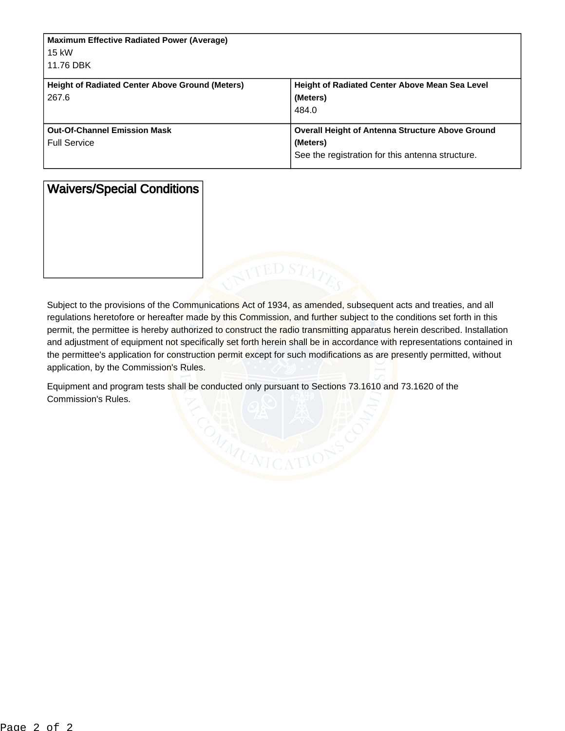| | |
|---|---|
| **Maximum Effective Radiated Power (Average)**<br>15 kW<br>11.76 DBK | |
| **Height of Radiated Center Above Ground (Meters)**<br>267.6 | **Height of Radiated Center Above Mean Sea Level (Meters)**<br>484.0 |
| **Out-Of-Channel Emission Mask**<br>Full Service | **Overall Height of Antenna Structure Above Ground (Meters)**<br>See the registration for this antenna structure. |

## Waivers/Special Conditions

Subject to the provisions of the Communications Act of 1934, as amended, subsequent acts and treaties, and all regulations heretofore or hereafter made by this Commission, and further subject to the conditions set forth in this permit, the permittee is hereby authorized to construct the radio transmitting apparatus herein described. Installation and adjustment of equipment not specifically set forth herein shall be in accordance with representations contained in the permittee's application for construction permit except for such modifications as are presently permitted, without application, by the Commission's Rules.

Equipment and program tests shall be conducted only pursuant to Sections 73.1610 and 73.1620 of the Commission's Rules.